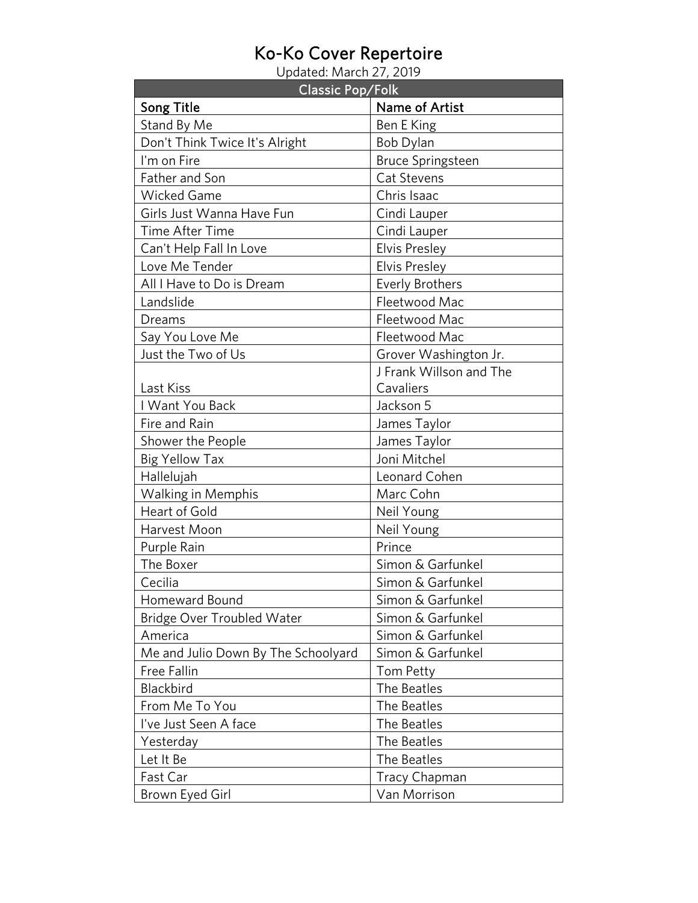# Ko-Ko Cover Repertoire

Updated: March 27, 2019

| Classic Pop/Folk | |
|---|---|
| **Song Title** | **Name of Artist** |
| Stand By Me | Ben E King |
| Don't Think Twice It's Alright | Bob Dylan |
| I'm on Fire | Bruce Springsteen |
| Father and Son | Cat Stevens |
| Wicked Game | Chris Isaac |
| Girls Just Wanna Have Fun | Cindi Lauper |
| Time After Time | Cindi Lauper |
| Can't Help Fall In Love | Elvis Presley |
| Love Me Tender | Elvis Presley |
| All I Have to Do is Dream | Everly Brothers |
| Landslide | Fleetwood Mac |
| Dreams | Fleetwood Mac |
| Say You Love Me | Fleetwood Mac |
| Just the Two of Us | Grover Washington Jr. |
| Last Kiss | J Frank Willson and The Cavaliers |
| I Want You Back | Jackson 5 |
| Fire and Rain | James Taylor |
| Shower the People | James Taylor |
| Big Yellow Tax | Joni Mitchel |
| Hallelujah | Leonard Cohen |
| Walking in Memphis | Marc Cohn |
| Heart of Gold | Neil Young |
| Harvest Moon | Neil Young |
| Purple Rain | Prince |
| The Boxer | Simon & Garfunkel |
| Cecilia | Simon & Garfunkel |
| Homeward Bound | Simon & Garfunkel |
| Bridge Over Troubled Water | Simon & Garfunkel |
| America | Simon & Garfunkel |
| Me and Julio Down By The Schoolyard | Simon & Garfunkel |
| Free Fallin | Tom Petty |
| Blackbird | The Beatles |
| From Me To You | The Beatles |
| I've Just Seen A face | The Beatles |
| Yesterday | The Beatles |
| Let It Be | The Beatles |
| Fast Car | Tracy Chapman |
| Brown Eyed Girl | Van Morrison |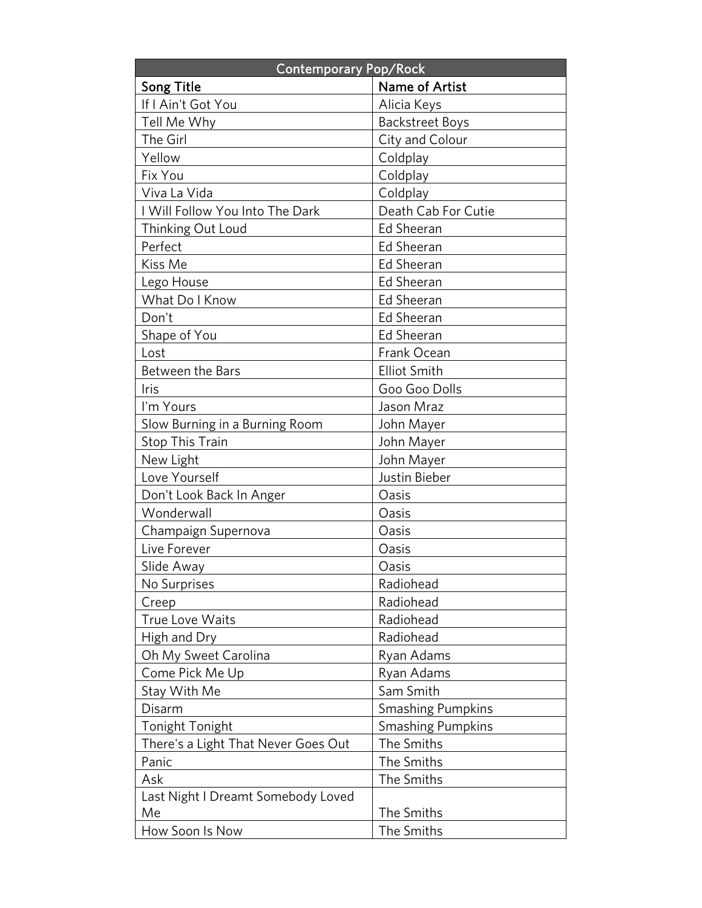| Contemporary Pop/Rock | |
|---|---|
| **Song Title** | **Name of Artist** |
| If I Ain't Got You | Alicia Keys |
| Tell Me Why | Backstreet Boys |
| The Girl | City and Colour |
| Yellow | Coldplay |
| Fix You | Coldplay |
| Viva La Vida | Coldplay |
| I Will Follow You Into The Dark | Death Cab For Cutie |
| Thinking Out Loud | Ed Sheeran |
| Perfect | Ed Sheeran |
| Kiss Me | Ed Sheeran |
| Lego House | Ed Sheeran |
| What Do I Know | Ed Sheeran |
| Don't | Ed Sheeran |
| Shape of You | Ed Sheeran |
| Lost | Frank Ocean |
| Between the Bars | Elliot Smith |
| Iris | Goo Goo Dolls |
| I'm Yours | Jason Mraz |
| Slow Burning in a Burning Room | John Mayer |
| Stop This Train | John Mayer |
| New Light | John Mayer |
| Love Yourself | Justin Bieber |
| Don't Look Back In Anger | Oasis |
| Wonderwall | Oasis |
| Champaign Supernova | Oasis |
| Live Forever | Oasis |
| Slide Away | Oasis |
| No Surprises | Radiohead |
| Creep | Radiohead |
| True Love Waits | Radiohead |
| High and Dry | Radiohead |
| Oh My Sweet Carolina | Ryan Adams |
| Come Pick Me Up | Ryan Adams |
| Stay With Me | Sam Smith |
| Disarm | Smashing Pumpkins |
| Tonight Tonight | Smashing Pumpkins |
| There's a Light That Never Goes Out | The Smiths |
| Panic | The Smiths |
| Ask | The Smiths |
| Last Night I Dreamt Somebody Loved Me | The Smiths |
| How Soon Is Now | The Smiths |